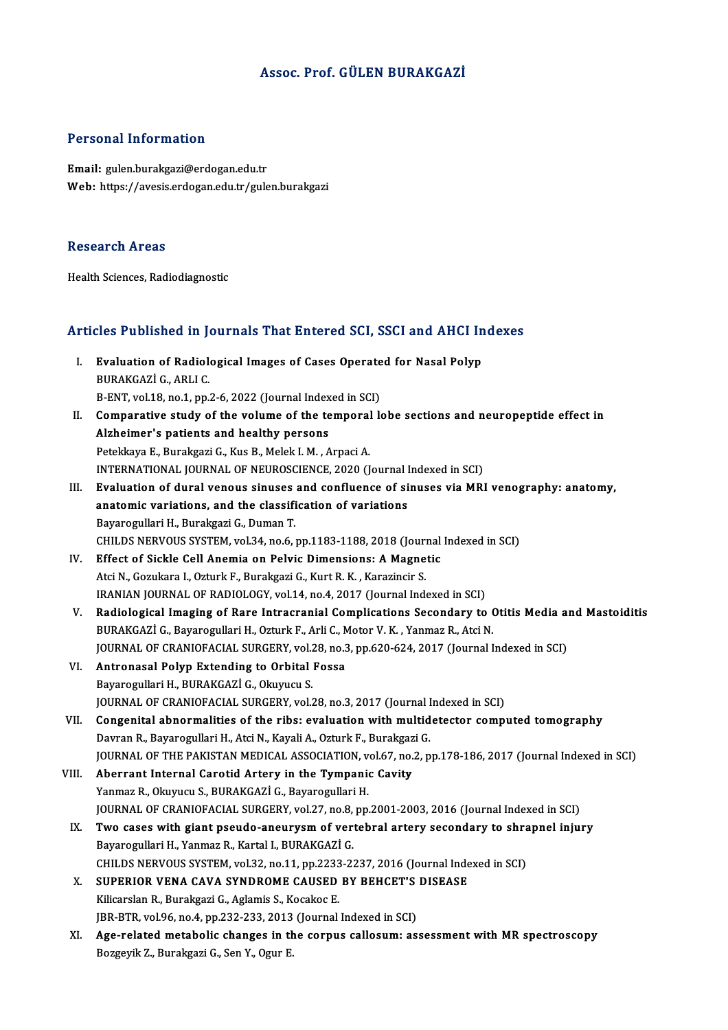# Assoc. Prof. GÜLEN BURAKGAZİ

## Personal Information

**Email:** gulen.burakgazi@erdogan.edu.tr
**Web:** https://avesis.erdogan.edu.tr/gulen.burakgazi

## Research Areas

Health Sciences, Radiodiagnostic

## Articles Published in Journals That Entered SCI, SSCI and AHCI Indexes

I. **Evaluation of Radiological Images of Cases Operated for Nasal Polyp**
   BURAKGAZİ G., ARLI C.
   B-ENT, vol.18, no.1, pp.2-6, 2022 (Journal Indexed in SCI)

II. **Comparative study of the volume of the temporal lobe sections and neuropeptide effect in Alzheimer's patients and healthy persons**
   Petekkaya E., Burakgazi G., Kus B., Melek I. M. , Arpaci A.
   INTERNATIONAL JOURNAL OF NEUROSCIENCE, 2020 (Journal Indexed in SCI)

III. **Evaluation of dural venous sinuses and confluence of sinuses via MRI venography: anatomy, anatomic variations, and the classification of variations**
   Bayarogullari H., Burakgazi G., Duman T.
   CHILDS NERVOUS SYSTEM, vol.34, no.6, pp.1183-1188, 2018 (Journal Indexed in SCI)

IV. **Effect of Sickle Cell Anemia on Pelvic Dimensions: A Magnetic**
   Atci N., Gozukara I., Ozturk F., Burakgazi G., Kurt R. K. , Karazincir S.
   IRANIAN JOURNAL OF RADIOLOGY, vol.14, no.4, 2017 (Journal Indexed in SCI)

V. **Radiological Imaging of Rare Intracranial Complications Secondary to Otitis Media and Mastoiditis**
   BURAKGAZİ G., Bayarogullari H., Ozturk F., Arli C., Motor V. K. , Yanmaz R., Atci N.
   JOURNAL OF CRANIOFACIAL SURGERY, vol.28, no.3, pp.620-624, 2017 (Journal Indexed in SCI)

VI. **Antronasal Polyp Extending to Orbital Fossa**
   Bayarogullari H., BURAKGAZİ G., Okuyucu S.
   JOURNAL OF CRANIOFACIAL SURGERY, vol.28, no.3, 2017 (Journal Indexed in SCI)

VII. **Congenital abnormalities of the ribs: evaluation with multidetector computed tomography**
   Davran R., Bayarogullari H., Atci N., Kayali A., Ozturk F., Burakgazi G.
   JOURNAL OF THE PAKISTAN MEDICAL ASSOCIATION, vol.67, no.2, pp.178-186, 2017 (Journal Indexed in SCI)

VIII. **Aberrant Internal Carotid Artery in the Tympanic Cavity**
   Yanmaz R., Okuyucu S., BURAKGAZİ G., Bayarogullari H.
   JOURNAL OF CRANIOFACIAL SURGERY, vol.27, no.8, pp.2001-2003, 2016 (Journal Indexed in SCI)

IX. **Two cases with giant pseudo-aneurysm of vertebral artery secondary to shrapnel injury**
   Bayarogullari H., Yanmaz R., Kartal I., BURAKGAZİ G.
   CHILDS NERVOUS SYSTEM, vol.32, no.11, pp.2233-2237, 2016 (Journal Indexed in SCI)

X. **SUPERIOR VENA CAVA SYNDROME CAUSED BY BEHCET'S DISEASE**
   Kilicarslan R., Burakgazi G., Aglamis S., Kocakoc E.
   JBR-BTR, vol.96, no.4, pp.232-233, 2013 (Journal Indexed in SCI)

XI. **Age-related metabolic changes in the corpus callosum: assessment with MR spectroscopy**
   Bozgeyik Z., Burakgazi G., Sen Y., Ogur E.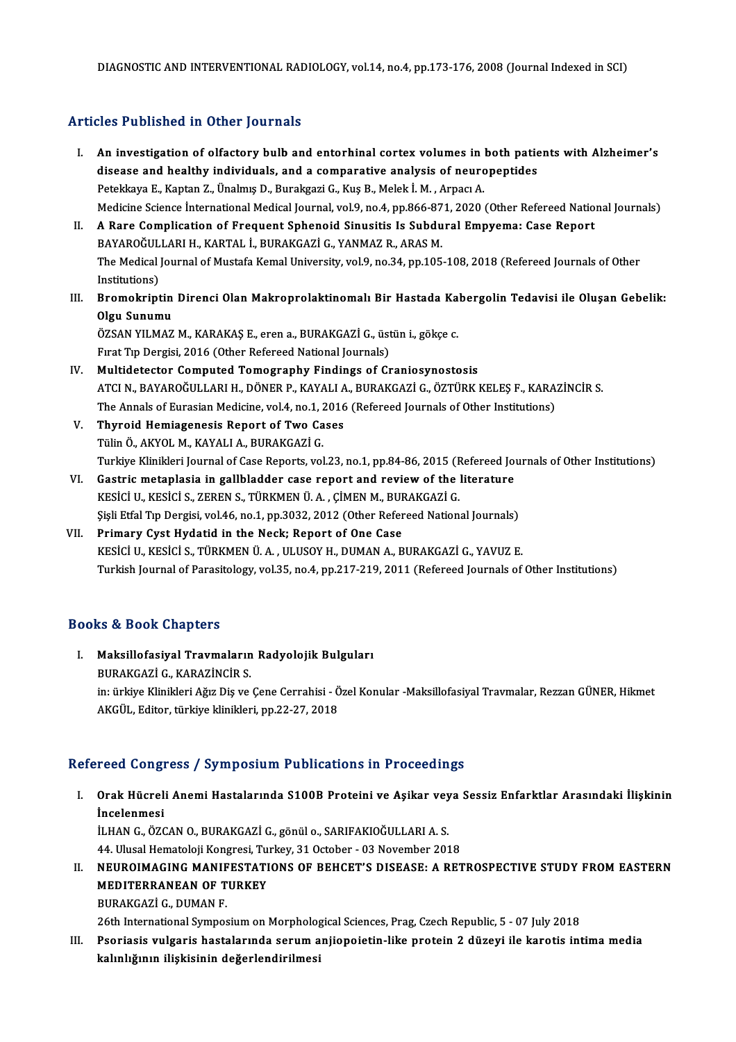DIAGNOSTIC AND INTERVENTIONAL RADIOLOGY, vol.14, no.4, pp.173-176, 2008 (Journal Indexed in SCI)

## Articles Published in Other Journals

I. **An investigation of olfactory bulb and entorhinal cortex volumes in both patients with Alzheimer's disease and healthy individuals, and a comparative analysis of neuropeptides**
   Petekkaya E., Kaptan Z., Ünalmış D., Burakgazi G., Kuş B., Melek İ. M. , Arpacı A.
   Medicine Science İnternational Medical Journal, vol.9, no.4, pp.866-871, 2020 (Other Refereed National Journals)

II. **A Rare Complication of Frequent Sphenoid Sinusitis Is Subdural Empyema: Case Report**
   BAYAROĞULLARI H., KARTAL İ., BURAKGAZİ G., YANMAZ R., ARAS M.
   The Medical Journal of Mustafa Kemal University, vol.9, no.34, pp.105-108, 2018 (Refereed Journals of Other Institutions)

III. **Bromokriptin Direnci Olan Makroprolaktinomalı Bir Hastada Kabergolin Tedavisi ile Oluşan Gebelik: Olgu Sunumu**
   ÖZSAN YILMAZ M., KARAKAŞ E., eren a., BURAKGAZİ G., üstün i., gökçe c.
   Fırat Tıp Dergisi, 2016 (Other Refereed National Journals)

IV. **Multidetector Computed Tomography Findings of Craniosynostosis**
   ATCI N., BAYAROĞULLARI H., DÖNER P., KAYALI A., BURAKGAZİ G., ÖZTÜRK KELEŞ F., KARAZİNCİR S.
   The Annals of Eurasian Medicine, vol.4, no.1, 2016 (Refereed Journals of Other Institutions)

V. **Thyroid Hemiagenesis Report of Two Cases**
   Tülin Ö., AKYOL M., KAYALI A., BURAKGAZİ G.
   Turkiye Klinikleri Journal of Case Reports, vol.23, no.1, pp.84-86, 2015 (Refereed Journals of Other Institutions)

VI. **Gastric metaplasia in gallbladder case report and review of the literature**
   KESİCİ U., KESİCİ S., ZEREN S., TÜRKMEN Ü. A. , ÇİMEN M., BURAKGAZİ G.
   Şişli Etfal Tıp Dergisi, vol.46, no.1, pp.3032, 2012 (Other Refereed National Journals)

VII. **Primary Cyst Hydatid in the Neck; Report of One Case**
   KESİCİ U., KESİCİ S., TÜRKMEN Ü. A. , ULUSOY H., DUMAN A., BURAKGAZİ G., YAVUZ E.
   Turkish Journal of Parasitology, vol.35, no.4, pp.217-219, 2011 (Refereed Journals of Other Institutions)

## Books & Book Chapters

I. **Maksillofasiyal Travmaların Radyolojik Bulguları**
   BURAKGAZİ G., KARAZİNCİR S.
   in: ürkiye Klinikleri Ağız Diş ve Çene Cerrahisi - Özel Konular -Maksillofasiyal Travmalar, Rezzan GÜNER, Hikmet AKGÜL, Editor, türkiye klinikleri, pp.22-27, 2018

## Refereed Congress / Symposium Publications in Proceedings

I. **Orak Hücreli Anemi Hastalarında S100B Proteini ve Aşikar veya Sessiz Enfarktlar Arasındaki İlişkinin İncelenmesi**
   İLHAN G., ÖZCAN O., BURAKGAZİ G., gönül o., SARIFAKIOĞULLARI A. S.
   44. Ulusal Hematoloji Kongresi, Turkey, 31 October - 03 November 2018

II. **NEUROIMAGING MANIFESTATIONS OF BEHCET'S DISEASE: A RETROSPECTIVE STUDY FROM EASTERN MEDITERRANEAN OF TURKEY**
   BURAKGAZİ G., DUMAN F.
   26th International Symposium on Morphological Sciences, Prag, Czech Republic, 5 - 07 July 2018

III. **Psoriasis vulgaris hastalarında serum anjiopoietin-like protein 2 düzeyi ile karotis intima media kalınlığının ilişkisinin değerlendirilmesi**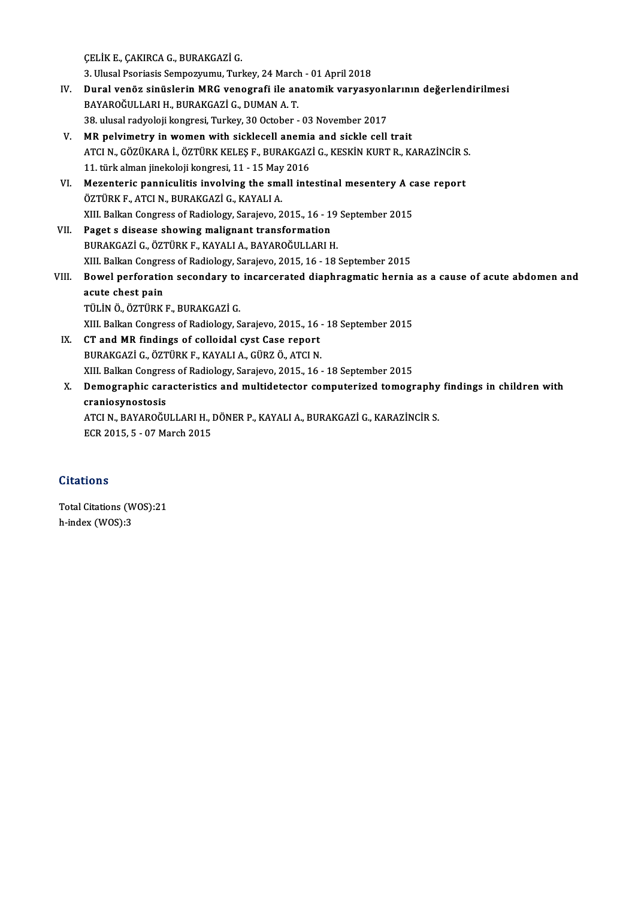ÇELİK E., ÇAKIRCA G., BURAKGAZİ G.

3. Ulusal Psoriasis Sempozyumu, Turkey, 24 March - 01 April 2018

IV. **Dural venöz sinüslerin MRG venografi ile anatomik varyasyonlarının değerlendirilmesi**
BAYAROĞULLARI H., BURAKGAZİ G., DUMAN A. T.
38. ulusal radyoloji kongresi, Turkey, 30 October - 03 November 2017

V. **MR pelvimetry in women with sicklecell anemia and sickle cell trait**
ATCI N., GÖZÜKARA İ., ÖZTÜRK KELEŞ F., BURAKGAZİ G., KESKİN KURT R., KARAZİNCİR S.
11. türk alman jinekoloji kongresi, 11 - 15 May 2016

VI. **Mezenteric panniculitis involving the small intestinal mesentery A case report**
ÖZTÜRK F., ATCI N., BURAKGAZİ G., KAYALI A.
XIII. Balkan Congress of Radiology, Sarajevo, 2015., 16 - 19 September 2015

VII. **Paget s disease showing malignant transformation**
BURAKGAZİ G., ÖZTÜRK F., KAYALI A., BAYAROĞULLARI H.
XIII. Balkan Congress of Radiology, Sarajevo, 2015, 16 - 18 September 2015

VIII. **Bowel perforation secondary to incarcerated diaphragmatic hernia as a cause of acute abdomen and acute chest pain**
TÜLİN Ö., ÖZTÜRK F., BURAKGAZİ G.
XIII. Balkan Congress of Radiology, Sarajevo, 2015., 16 - 18 September 2015

IX. **CT and MR findings of colloidal cyst Case report**
BURAKGAZİ G., ÖZTÜRK F., KAYALI A., GÜRZ Ö., ATCI N.
XIII. Balkan Congress of Radiology, Sarajevo, 2015., 16 - 18 September 2015

X. **Demographic caracteristics and multidetector computerized tomography findings in children with craniosynostosis**
ATCI N., BAYAROĞULLARI H., DÖNER P., KAYALI A., BURAKGAZİ G., KARAZİNCİR S.
ECR 2015, 5 - 07 March 2015

## Citations

Total Citations (WOS):21
h-index (WOS):3